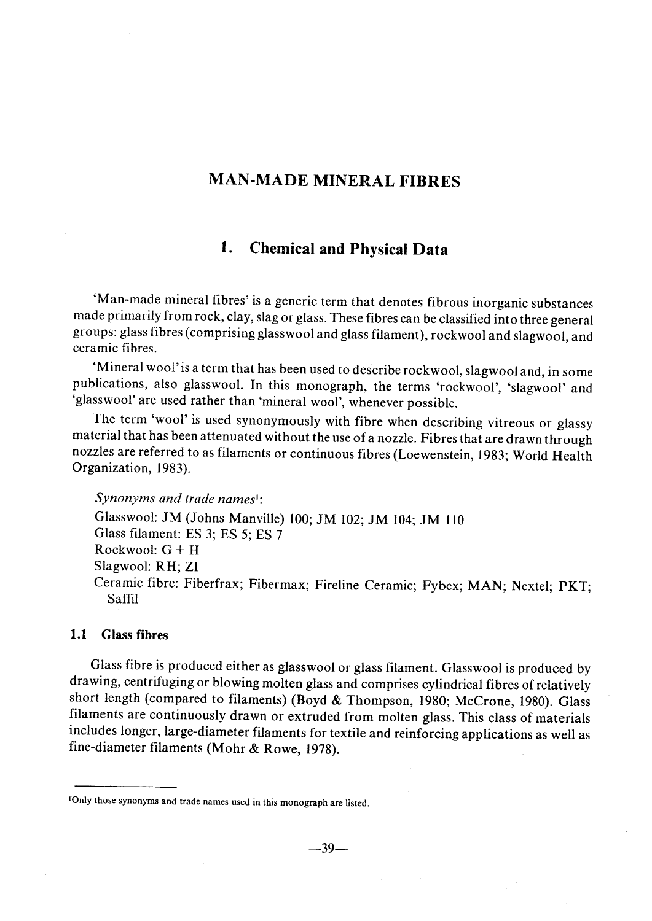# MAN-MADE MINERAL FIBRES

## 1. Chemical and Physical Data

'Man-made mineral fibres' is a generic term that denotes fibrous inorganic substances made primarily from rock, clay, slag or glass. These fibres can be classified into three general groups: glass fibres (comprising glasswool and glass filament), rockwool and slagwool, and ceramic fibres.

'Mineral wool' is a term that has been used to describe rockwool, slagwool and, in some publications, also glasswool. In this monograph, the terms 'rockwool', 'slagwool' and 'glasswool' are used rather than 'mineral wool', whenever possible.

The term 'wool' is used synonymously with fibre when describing vitreous or glassy material that has been attenuated without the use of a nozzle. Fibres that are drawn through nozzles are referred to as filaments or continuous fibres (Loewenstein, 1983; World Health Organization, 1983).

*Synonyms and trade names*[1]:

Glasswool: JM (Johns Manville) 100; JM 102; JM 104; JM 110
Glass filament: ES 3; ES 5; ES 7
Rockwool: G + H
Slagwool: RH; ZI
Ceramic fibre: Fiberfrax; Fibermax; Fireline Ceramic; Fybex; MAN; Nextel; PKT; Saffil

### 1.1 Glass fibres

Glass fibre is produced either as glasswool or glass filament. Glasswool is produced by drawing, centrifuging or blowing molten glass and comprises cylindrical fibres of relatively short length (compared to filaments) (Boyd & Thompson, 1980; McCrone, 1980). Glass filaments are continuously drawn or extruded from molten glass. This class of materials includes longer, large-diameter filaments for textile and reinforcing applications as well as fine-diameter filaments (Mohr & Rowe, 1978).

---

[1] Only those synonyms and trade names used in this monograph are listed.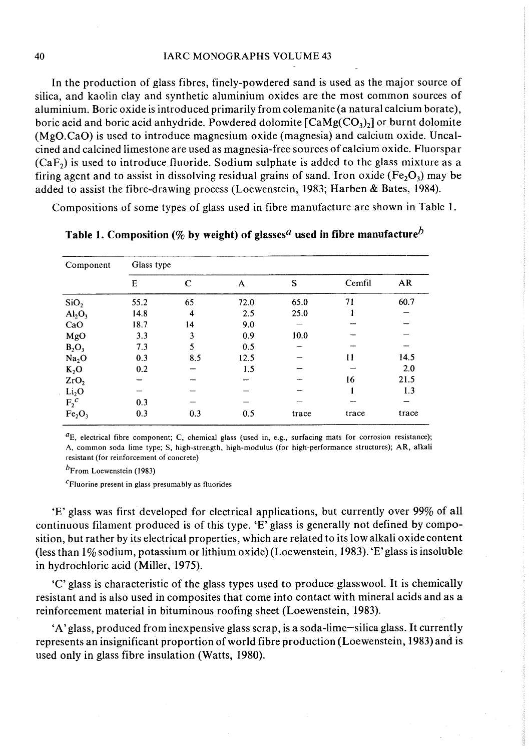In the production of glass fibres, finely-powdered sand is used as the major source of silica, and kaolin clay and synthetic aluminium oxides are the most common sources of aluminium. Boric oxide is introduced primarily from colemanite (a natural calcium borate), boric acid and boric acid anhydride. Powdered dolomite [$CaMg(CO_3)_2$] or burnt dolomite ($MgO.CaO$) is used to introduce magnesium oxide (magnesia) and calcium oxide. Uncalcined and calcined limestone are used as magnesia-free sources of calcium oxide. Fluorspar ($CaF_2$) is used to introduce fluoride. Sodium sulphate is added to the glass mixture as a firing agent and to assist in dissolving residual grains of sand. Iron oxide ($Fe_2O_3$) may be added to assist the fibre-drawing process (Loewenstein, 1983; Harben & Bates, 1984).

Compositions of some types of glass used in fibre manufacture are shown in Table 1.

**Table 1. Composition (% by weight) of glasses[a] used in fibre manufacture[b]**

| Component | Glass type | | | | | |
|---|---|---|---|---|---|---|
| | E | C | A | S | Cemfil | AR |
| $SiO_2$ | 55.2 | 65 | 72.0 | 65.0 | 71 | 60.7 |
| $Al_2O_3$ | 14.8 | 4 | 2.5 | 25.0 | 1 | – |
| $CaO$ | 18.7 | 14 | 9.0 | – | – | – |
| $MgO$ | 3.3 | 3 | 0.9 | 10.0 | – | – |
| $B_2O_3$ | 7.3 | 5 | 0.5 | – | – | – |
| $Na_2O$ | 0.3 | 8.5 | 12.5 | – | 11 | 14.5 |
| $K_2O$ | 0.2 | – | 1.5 | – | – | 2.0 |
| $ZrO_2$ | – | – | – | – | 16 | 21.5 |
| $Li_2O$ | – | – | – | – | 1 | 1.3 |
| $F_2$[c] | 0.3 | – | – | – | – | – |
| $Fe_2O_3$ | 0.3 | 0.3 | 0.5 | trace | trace | trace |

[a]E, electrical fibre component; C, chemical glass (used in, e.g., surfacing mats for corrosion resistance); A, common soda lime type; S, high-strength, high-modulus (for high-performance structures); AR, alkali resistant (for reinforcement of concrete)

[b]From Loewenstein (1983)

[c]Fluorine present in glass presumably as fluorides

'E' glass was first developed for electrical applications, but currently over 99% of all continuous filament produced is of this type. 'E' glass is generally not defined by composition, but rather by its electrical properties, which are related to its low alkali oxide content (less than 1% sodium, potassium or lithium oxide) (Loewenstein, 1983). 'E' glass is insoluble in hydrochloric acid (Miller, 1975).

'C' glass is characteristic of the glass types used to produce glasswool. It is chemically resistant and is also used in composites that come into contact with mineral acids and as a reinforcement material in bituminous roofing sheet (Loewenstein, 1983).

'A' glass, produced from inexpensive glass scrap, is a soda-lime–silica glass. It currently represents an insignificant proportion of world fibre production (Loewenstein, 1983) and is used only in glass fibre insulation (Watts, 1980).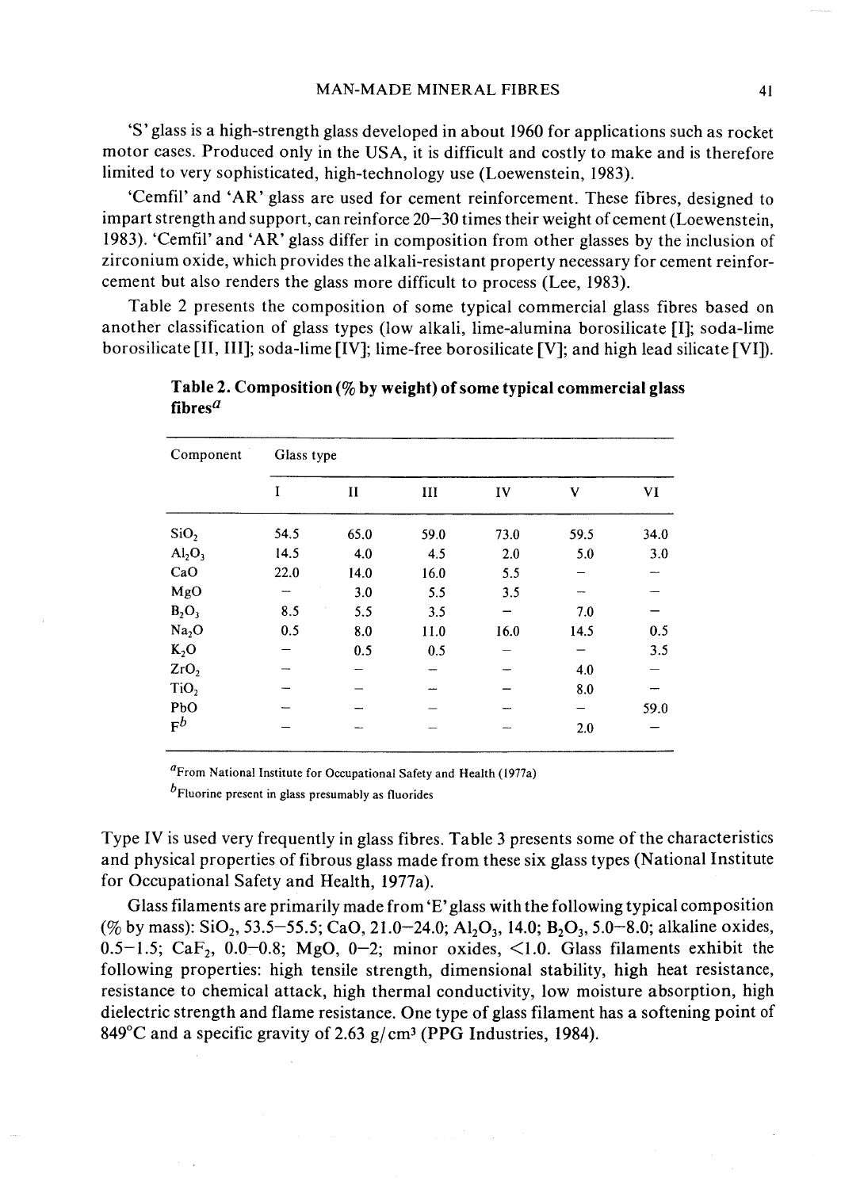'S' glass is a high-strength glass developed in about 1960 for applications such as rocket motor cases. Produced only in the USA, it is difficult and costly to make and is therefore limited to very sophisticated, high-technology use (Loewenstein, 1983).

'Cemfil' and 'AR' glass are used for cement reinforcement. These fibres, designed to impart strength and support, can reinforce 20–30 times their weight of cement (Loewenstein, 1983). 'Cemfil' and 'AR' glass differ in composition from other glasses by the inclusion of zirconium oxide, which provides the alkali-resistant property necessary for cement reinforcement but also renders the glass more difficult to process (Lee, 1983).

Table 2 presents the composition of some typical commercial glass fibres based on another classification of glass types (low alkali, lime-alumina borosilicate [I]; soda-lime borosilicate [II, III]; soda-lime [IV]; lime-free borosilicate [V]; and high lead silicate [VI]).

**Table 2. Composition (% by weight) of some typical commercial glass fibres[a]**

| Component | Glass type | | | | | |
|---|---|---|---|---|---|---|
| | I | II | III | IV | V | VI |
| $SiO_2$ | 54.5 | 65.0 | 59.0 | 73.0 | 59.5 | 34.0 |
| $Al_2O_3$ | 14.5 | 4.0 | 4.5 | 2.0 | 5.0 | 3.0 |
| CaO | 22.0 | 14.0 | 16.0 | 5.5 | – | – |
| MgO | – | 3.0 | 5.5 | 3.5 | – | – |
| $B_2O_3$ | 8.5 | 5.5 | 3.5 | – | 7.0 | – |
| $Na_2O$ | 0.5 | 8.0 | 11.0 | 16.0 | 14.5 | 0.5 |
| $K_2O$ | – | 0.5 | 0.5 | – | – | 3.5 |
| $ZrO_2$ | – | – | – | – | 4.0 | – |
| $TiO_2$ | – | – | – | – | 8.0 | – |
| PbO | – | – | – | – | – | 59.0 |
| F[b] | – | – | – | – | 2.0 | – |

[a]From National Institute for Occupational Safety and Health (1977a)

[b]Fluorine present in glass presumably as fluorides

Type IV is used very frequently in glass fibres. Table 3 presents some of the characteristics and physical properties of fibrous glass made from these six glass types (National Institute for Occupational Safety and Health, 1977a).

Glass filaments are primarily made from 'E' glass with the following typical composition (% by mass): $SiO_2$, 53.5–55.5; CaO, 21.0–24.0; $Al_2O_3$, 14.0; $B_2O_3$, 5.0–8.0; alkaline oxides, 0.5–1.5; $CaF_2$, 0.0–0.8; MgO, 0–2; minor oxides, <1.0. Glass filaments exhibit the following properties: high tensile strength, dimensional stability, high heat resistance, resistance to chemical attack, high thermal conductivity, low moisture absorption, high dielectric strength and flame resistance. One type of glass filament has a softening point of 849°C and a specific gravity of 2.63 g/cm$^3$ (PPG Industries, 1984).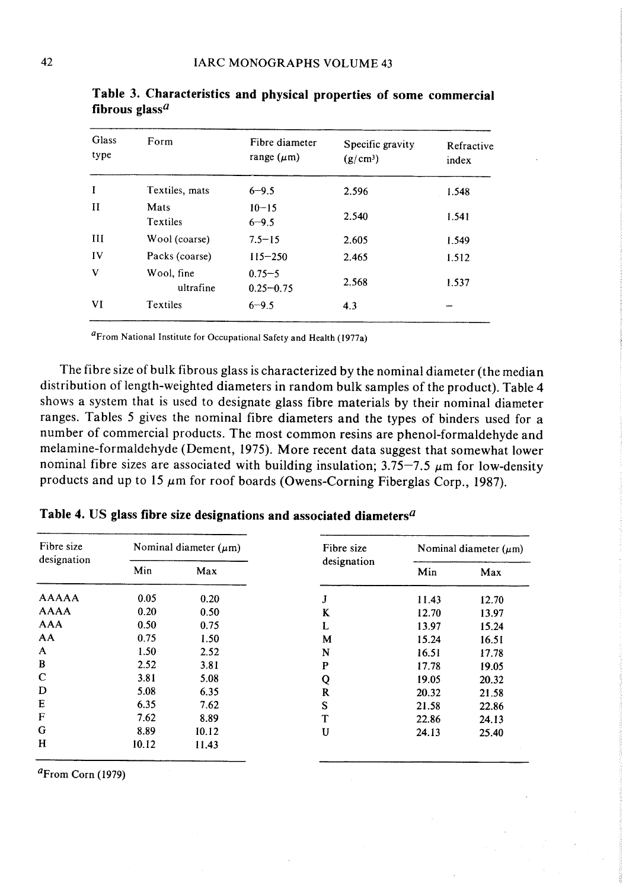**Table 3. Characteristics and physical properties of some commercial fibrous glass**[a]

| Glass type | Form | Fibre diameter range (μm) | Specific gravity (g/cm³) | Refractive index |
|---|---|---|---|---|
| I | Textiles, mats | 6–9.5 | 2.596 | 1.548 |
| II | Mats | 10–15 | 2.540 | 1.541 |
| | Textiles | 6–9.5 | | |
| III | Wool (coarse) | 7.5–15 | 2.605 | 1.549 |
| IV | Packs (coarse) | 115–250 | 2.465 | 1.512 |
| V | Wool, fine | 0.75–5 | 2.568 | 1.537 |
| | ultrafine | 0.25–0.75 | | |
| VI | Textiles | 6–9.5 | 4.3 | – |

[a]From National Institute for Occupational Safety and Health (1977a)

The fibre size of bulk fibrous glass is characterized by the nominal diameter (the median distribution of length-weighted diameters in random bulk samples of the product). Table 4 shows a system that is used to designate glass fibre materials by their nominal diameter ranges. Tables 5 gives the nominal fibre diameters and the types of binders used for a number of commercial products. The most common resins are phenol-formaldehyde and melamine-formaldehyde (Dement, 1975). More recent data suggest that somewhat lower nominal fibre sizes are associated with building insulation; 3.75–7.5 μm for low-density products and up to 15 μm for roof boards (Owens-Corning Fiberglas Corp., 1987).

**Table 4. US glass fibre size designations and associated diameters**[a]

| Fibre size designation | Nominal diameter (μm) | | Fibre size designation | Nominal diameter (μm) | |
|---|---|---|---|---|---|
| | Min | Max | | Min | Max |
| AAAAA | 0.05 | 0.20 | J | 11.43 | 12.70 |
| AAAA | 0.20 | 0.50 | K | 12.70 | 13.97 |
| AAA | 0.50 | 0.75 | L | 13.97 | 15.24 |
| AA | 0.75 | 1.50 | M | 15.24 | 16.51 |
| A | 1.50 | 2.52 | N | 16.51 | 17.78 |
| B | 2.52 | 3.81 | P | 17.78 | 19.05 |
| C | 3.81 | 5.08 | Q | 19.05 | 20.32 |
| D | 5.08 | 6.35 | R | 20.32 | 21.58 |
| E | 6.35 | 7.62 | S | 21.58 | 22.86 |
| F | 7.62 | 8.89 | T | 22.86 | 24.13 |
| G | 8.89 | 10.12 | U | 24.13 | 25.40 |
| H | 10.12 | 11.43 | | | |

[a]From Corn (1979)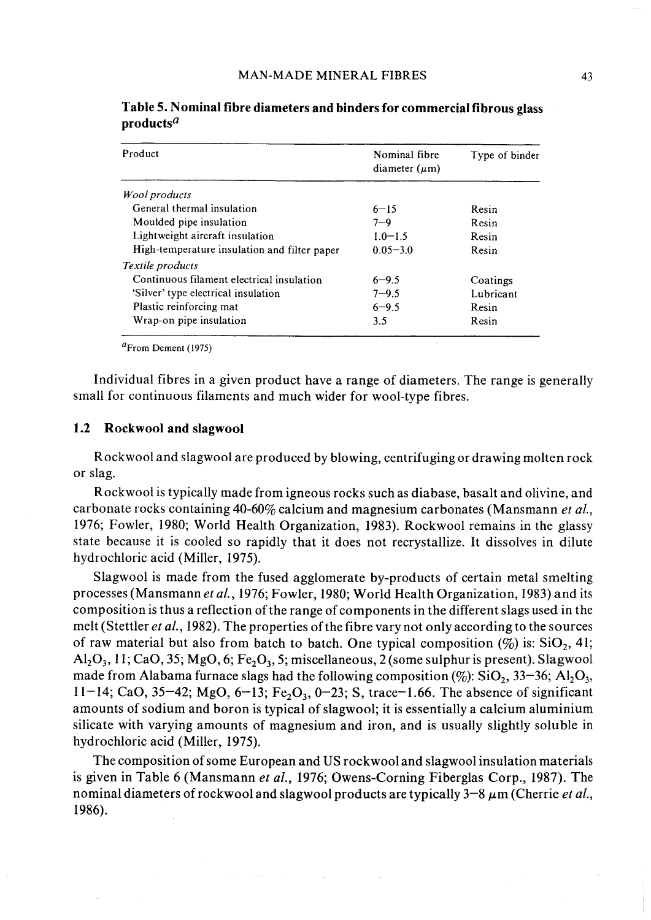**Table 5. Nominal fibre diameters and binders for commercial fibrous glass products**[a]

| Product | Nominal fibre diameter ($\mu$m) | Type of binder |
|---|---|---|
| *Wool products* | | |
| General thermal insulation | 6–15 | Resin |
| Moulded pipe insulation | 7–9 | Resin |
| Lightweight aircraft insulation | 1.0–1.5 | Resin |
| High-temperature insulation and filter paper | 0.05–3.0 | Resin |
| *Textile products* | | |
| Continuous filament electrical insulation | 6–9.5 | Coatings |
| 'Silver' type electrical insulation | 7–9.5 | Lubricant |
| Plastic reinforcing mat | 6–9.5 | Resin |
| Wrap-on pipe insulation | 3.5 | Resin |

[a]From Dement (1975)

Individual fibres in a given product have a range of diameters. The range is generally small for continuous filaments and much wider for wool-type fibres.

### 1.2 Rockwool and slagwool

Rockwool and slagwool are produced by blowing, centrifuging or drawing molten rock or slag.

Rockwool is typically made from igneous rocks such as diabase, basalt and olivine, and carbonate rocks containing 40-60% calcium and magnesium carbonates (Mansmann *et al.*, 1976; Fowler, 1980; World Health Organization, 1983). Rockwool remains in the glassy state because it is cooled so rapidly that it does not recrystallize. It dissolves in dilute hydrochloric acid (Miller, 1975).

Slagwool is made from the fused agglomerate by-products of certain metal smelting processes (Mansmann *et al.*, 1976; Fowler, 1980; World Health Organization, 1983) and its composition is thus a reflection of the range of components in the different slags used in the melt (Stettler *et al.*, 1982). The properties of the fibre vary not only according to the sources of raw material but also from batch to batch. One typical composition (%) is: $SiO_2$, 41; $Al_2O_3$, 11; CaO, 35; MgO, 6; $Fe_2O_3$, 5; miscellaneous, 2 (some sulphur is present). Slagwool made from Alabama furnace slags had the following composition (%): $SiO_2$, 33–36; $Al_2O_3$, 11–14; CaO, 35–42; MgO, 6–13; $Fe_2O_3$, 0–23; S, trace–1.66. The absence of significant amounts of sodium and boron is typical of slagwool; it is essentially a calcium aluminium silicate with varying amounts of magnesium and iron, and is usually slightly soluble in hydrochloric acid (Miller, 1975).

The composition of some European and US rockwool and slagwool insulation materials is given in Table 6 (Mansmann *et al.*, 1976; Owens-Corning Fiberglas Corp., 1987). The nominal diameters of rockwool and slagwool products are typically 3–8 $\mu$m (Cherrie *et al.*, 1986).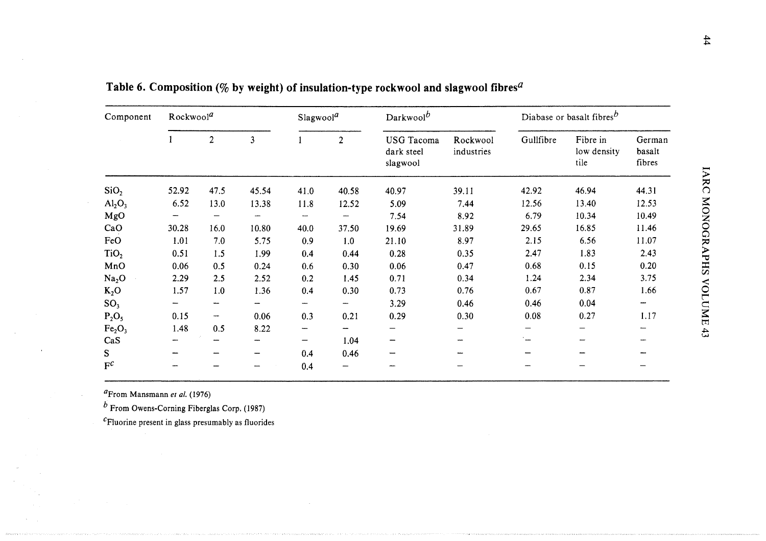**Table 6. Composition (% by weight) of insulation-type rockwool and slagwool fibres[a]**

| Component | Rockwool[a] | | | Slagwool[a] | | Darkwool[b] | | Diabase or basalt fibres[b] | | |
|---|---|---|---|---|---|---|---|---|---|---|
| | 1 | 2 | 3 | 1 | 2 | USG Tacoma dark steel slagwool | Rockwool industries | Gullfibre | Fibre in low density tile | German basalt fibres |
| $SiO_2$ | 52.92 | 47.5 | 45.54 | 41.0 | 40.58 | 40.97 | 39.11 | 42.92 | 46.94 | 44.31 |
| $Al_2O_3$ | 6.52 | 13.0 | 13.38 | 11.8 | 12.52 | 5.09 | 7.44 | 12.56 | 13.40 | 12.53 |
| MgO | – | – | – | – | – | 7.54 | 8.92 | 6.79 | 10.34 | 10.49 |
| CaO | 30.28 | 16.0 | 10.80 | 40.0 | 37.50 | 19.69 | 31.89 | 29.65 | 16.85 | 11.46 |
| FeO | 1.01 | 7.0 | 5.75 | 0.9 | 1.0 | 21.10 | 8.97 | 2.15 | 6.56 | 11.07 |
| $TiO_2$ | 0.51 | 1.5 | 1.99 | 0.4 | 0.44 | 0.28 | 0.35 | 2.47 | 1.83 | 2.43 |
| MnO | 0.06 | 0.5 | 0.24 | 0.6 | 0.30 | 0.06 | 0.47 | 0.68 | 0.15 | 0.20 |
| $Na_2O$ | 2.29 | 2.5 | 2.52 | 0.2 | 1.45 | 0.71 | 0.34 | 1.24 | 2.34 | 3.75 |
| $K_2O$ | 1.57 | 1.0 | 1.36 | 0.4 | 0.30 | 0.73 | 0.76 | 0.67 | 0.87 | 1.66 |
| $SO_3$ | – | – | – | – | – | 3.29 | 0.46 | 0.46 | 0.04 | – |
| $P_2O_5$ | 0.15 | – | 0.06 | 0.3 | 0.21 | 0.29 | 0.30 | 0.08 | 0.27 | 1.17 |
| $Fe_2O_3$ | 1.48 | 0.5 | 8.22 | – | – | – | – | – | – | – |
| CaS | – | – | – | – | 1.04 | – | – | – | – | – |
| S | – | – | – | 0.4 | 0.46 | – | – | – | – | – |
| F[c] | – | – | – | 0.4 | – | – | – | – | – | – |

[a]From Mansmann *et al.* (1976)

[b] From Owens-Corning Fiberglas Corp. (1987)

[c]Fluorine present in glass presumably as fluorides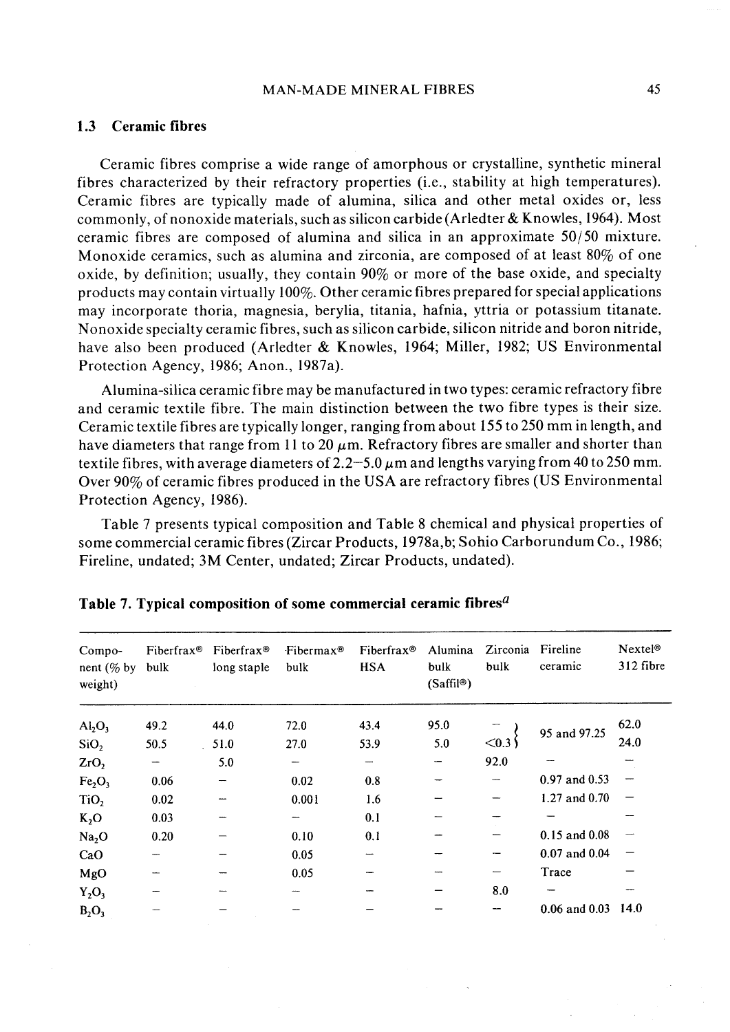## 1.3 Ceramic fibres

Ceramic fibres comprise a wide range of amorphous or crystalline, synthetic mineral fibres characterized by their refractory properties (i.e., stability at high temperatures). Ceramic fibres are typically made of alumina, silica and other metal oxides or, less commonly, of nonoxide materials, such as silicon carbide (Arledter & Knowles, 1964). Most ceramic fibres are composed of alumina and silica in an approximate 50/50 mixture. Monoxide ceramics, such as alumina and zirconia, are composed of at least 80% of one oxide, by definition; usually, they contain 90% or more of the base oxide, and specialty products may contain virtually 100%. Other ceramic fibres prepared for special applications may incorporate thoria, magnesia, berylia, titania, hafnia, yttria or potassium titanate. Nonoxide specialty ceramic fibres, such as silicon carbide, silicon nitride and boron nitride, have also been produced (Arledter & Knowles, 1964; Miller, 1982; US Environmental Protection Agency, 1986; Anon., 1987a).

Alumina-silica ceramic fibre may be manufactured in two types: ceramic refractory fibre and ceramic textile fibre. The main distinction between the two fibre types is their size. Ceramic textile fibres are typically longer, ranging from about 155 to 250 mm in length, and have diameters that range from 11 to 20 μm. Refractory fibres are smaller and shorter than textile fibres, with average diameters of 2.2–5.0 μm and lengths varying from 40 to 250 mm. Over 90% of ceramic fibres produced in the USA are refractory fibres (US Environmental Protection Agency, 1986).

Table 7 presents typical composition and Table 8 chemical and physical properties of some commercial ceramic fibres (Zircar Products, 1978a,b; Sohio Carborundum Co., 1986; Fireline, undated; 3M Center, undated; Zircar Products, undated).

**Table 7. Typical composition of some commercial ceramic fibres**[a]

| Component (% by weight) | Fiberfrax® bulk | Fiberfrax® long staple | Fibermax® bulk | Fiberfrax® HSA | Alumina bulk (Saffil®) | Zirconia bulk | Fireline ceramic | Nextel® 312 fibre |
|---|---|---|---|---|---|---|---|---|
| $Al_2O_3$ | 49.2 | 44.0 | 72.0 | 43.4 | 95.0 | – } | 95 and 97.25 | 62.0 |
| $SiO_2$ | 50.5 | 51.0 | 27.0 | 53.9 | 5.0 | <0.3 } | | 24.0 |
| $ZrO_2$ | – | 5.0 | – | – | – | 92.0 | – | – |
| $Fe_2O_3$ | 0.06 | – | 0.02 | 0.8 | – | – | 0.97 and 0.53 | – |
| $TiO_2$ | 0.02 | – | 0.001 | 1.6 | – | – | 1.27 and 0.70 | – |
| $K_2O$ | 0.03 | – | – | 0.1 | – | – | – | – |
| $Na_2O$ | 0.20 | – | 0.10 | 0.1 | – | – | 0.15 and 0.08 | – |
| CaO | – | – | 0.05 | – | – | – | 0.07 and 0.04 | – |
| MgO | – | – | 0.05 | – | – | – | Trace | – |
| $Y_2O_3$ | – | – | – | – | – | 8.0 | – | – |
| $B_2O_3$ | – | – | – | – | – | – | 0.06 and 0.03 | 14.0 |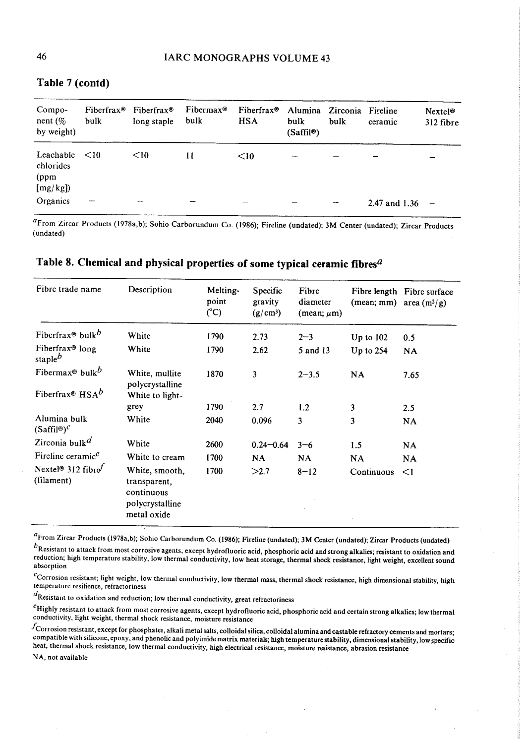**Table 7 (contd)**

| Component (% by weight) | Fiberfrax® bulk | Fiberfrax® long staple | Fibermax® bulk | Fiberfrax® HSA | Alumina bulk (Saffil®) | Zirconia bulk | Fireline ceramic | Nextel® 312 fibre |
|---|---|---|---|---|---|---|---|---|
| Leachable chlorides (ppm [mg/kg]) | <10 | <10 | 11 | <10 | – | – | – | – |
| Organics | – | – | – | – | – | – | 2.47 and 1.36 | – |

[a]From Zircar Products (1978a,b); Sohio Carborundum Co. (1986); Fireline (undated); 3M Center (undated); Zircar Products (undated)

## Table 8. Chemical and physical properties of some typical ceramic fibres[a]

| Fibre trade name | Description | Melting-point (°C) | Specific gravity (g/cm³) | Fibre diameter (mean; μm) | Fibre length (mean; mm) | Fibre surface area (m²/g) |
|---|---|---|---|---|---|---|
| Fiberfrax® bulk[b] | White | 1790 | 2.73 | 2–3 | Up to 102 | 0.5 |
| Fiberfrax® long staple[b] | White | 1790 | 2.62 | 5 and 13 | Up to 254 | NA |
| Fibermax® bulk[b] | White, mullite polycrystalline | 1870 | 3 | 2–3.5 | NA | 7.65 |
| Fiberfrax® HSA[b] | White to light-grey | 1790 | 2.7 | 1.2 | 3 | 2.5 |
| Alumina bulk (Saffil®)[c] | White | 2040 | 0.096 | 3 | 3 | NA |
| Zirconia bulk[d] | White | 2600 | 0.24–0.64 | 3–6 | 1.5 | NA |
| Fireline ceramic[e] | White to cream | 1700 | NA | NA | NA | NA |
| Nextel® 312 fibre[f] (filament) | White, smooth, transparent, continuous polycrystalline metal oxide | 1700 | >2.7 | 8–12 | Continuous | <1 |

[a]From Zircar Products (1978a,b); Sohio Carborundum Co. (1986); Fireline (undated); 3M Center (undated); Zircar Products (undated)

[b]Resistant to attack from most corrosive agents, except hydrofluoric acid, phosphoric acid and strong alkalies; resistant to oxidation and reduction; high temperature stability, low thermal conductivity, low heat storage, thermal shock resistance, light weight, excellent sound absorption

[c]Corrosion resistant; light weight, low thermal conductivity, low thermal mass, thermal shock resistance, high dimensional stability, high temperature resilience, refractoriness

[d]Resistant to oxidation and reduction; low thermal conductivity, great refractoriness

[e]Highly resistant to attack from most corrosive agents, except hydrofluoric acid, phosphoric acid and certain strong alkalies; low thermal conductivity, light weight, thermal shock resistance, moisture resistance

[f]Corrosion resistant, except for phosphates, alkali metal salts, colloidal silica, colloidal alumina and castable refractory cements and mortars; compatible with silicone, epoxy, and phenolic and polyimide matrix materials; high temperature stability, dimensional stability, low specific heat, thermal shock resistance, low thermal conductivity, high electrical resistance, moisture resistance, abrasion resistance

NA, not available